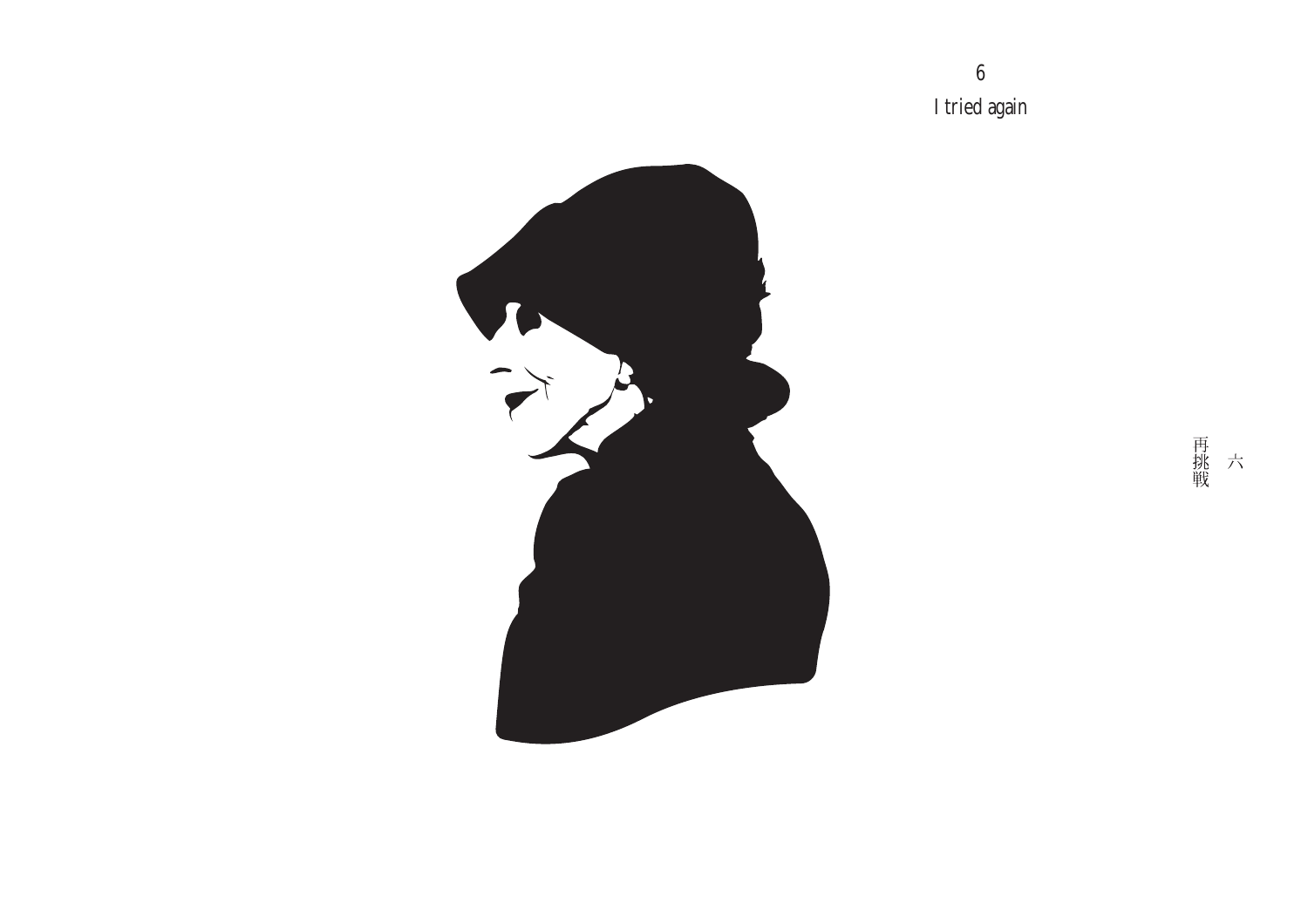# 6

## I tried again

# 六

## 再挑戦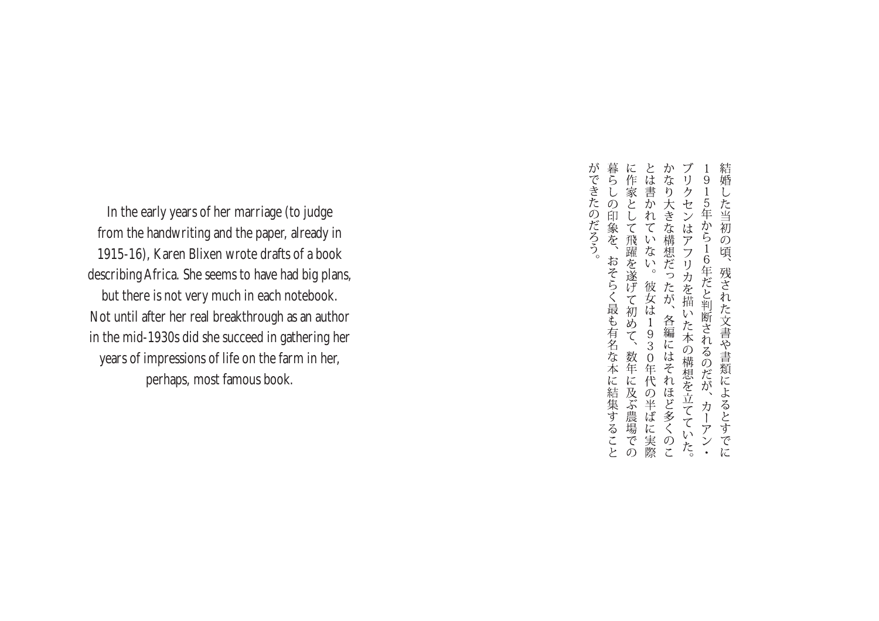In the early years of her marriage (to judge from the handwriting and the paper, already in 1915-16), Karen Blixen wrote drafts of a book describing Africa. She seems to have had big plans, but there is not very much in each notebook. Not until after her real breakthrough as an author in the mid-1930s did she succeed in gathering her years of impressions of life on the farm in her, perhaps, most famous book.

結婚した当初の頃、残された文書や書類によるとすでに１９１５年から１６年だと判断されるのだが、カーアン・ブリクセンはアフリカを描いた本の構想を立てていた。かなり大きな構想だったが、各編にはそれほど多くのことは書かれていない。彼女は１９３０年代の半ばに実際に作家として飛躍を遂げて初めて、数年に及ぶ農場での暮らしの印象を、おそらく最も有名な本に結集することができたのだろう。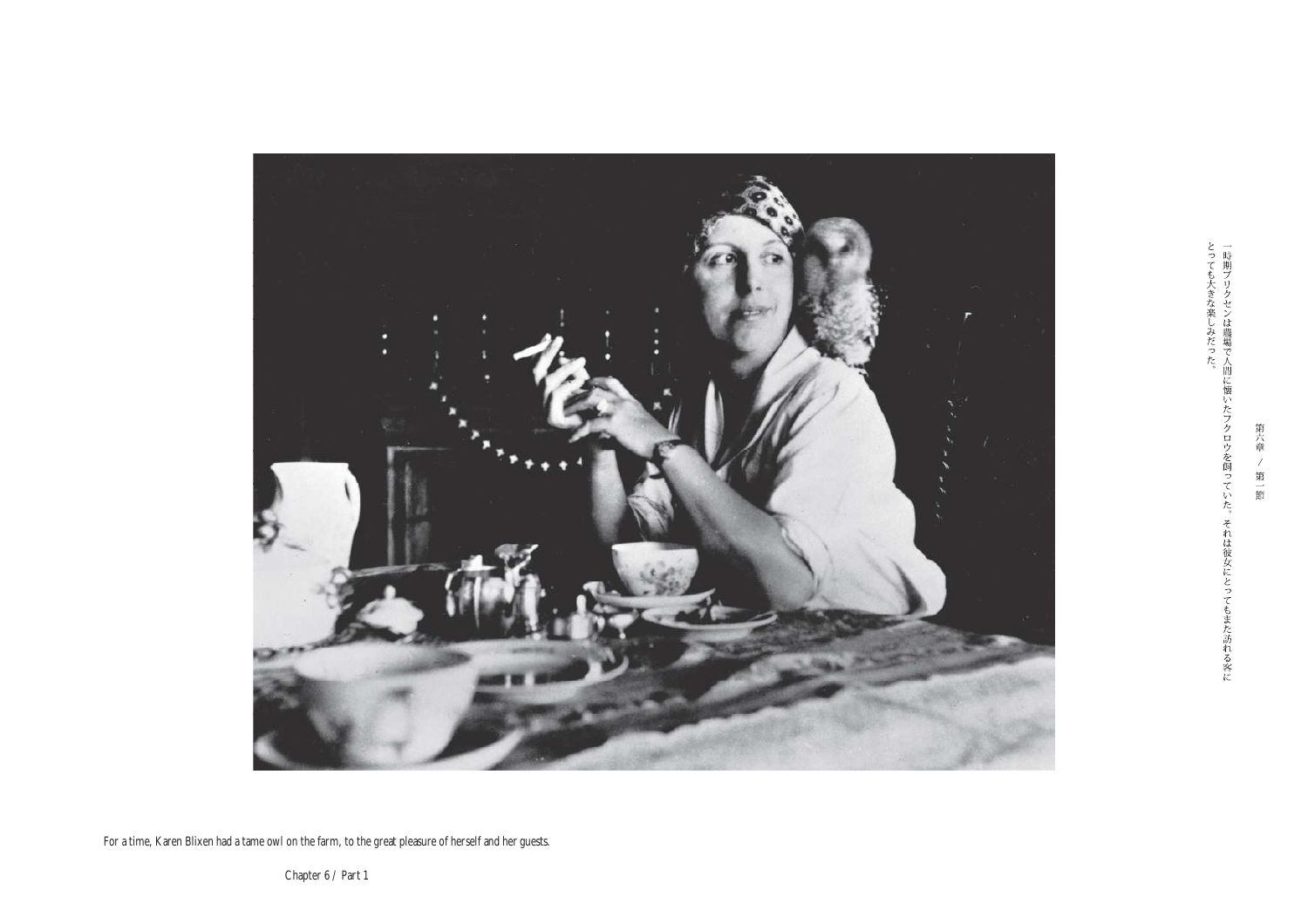第六章 / 第一節

一時期ブリクセンは農場で人間に慣いたフクロウを飼っていた。それは彼女にとってもまた訪れる客にとっても大きな楽しみだった。

For a time, Karen Blixen had a tame owl on the farm, to the great pleasure of herself and her guests.

Chapter 6 / Part 1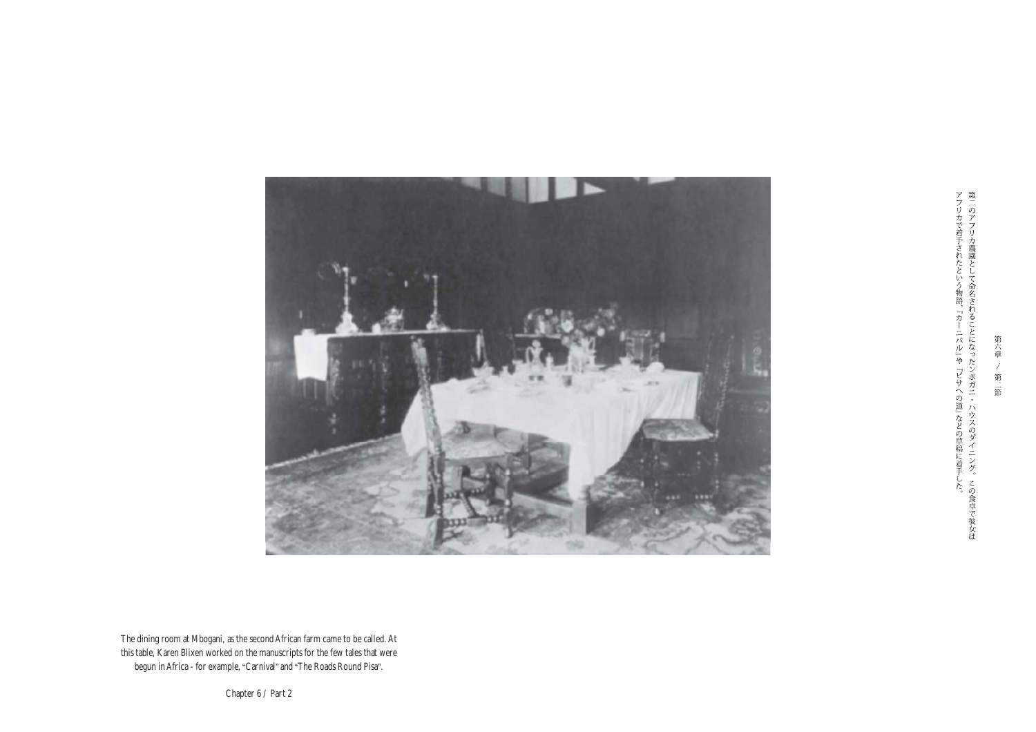第二のアフリカ農園として命名されることになったンボガニ・ハウスのダイニング。この食卓で彼女はアフリカで着手されたという物語、『カーニバル』や『ピサへの道』などの草稿に着手した。

The dining room at Mbogani, as the second African farm came to be called. At this table, Karen Blixen worked on the manuscripts for the few tales that were begun in Africa - for example, "Carnival" and "The Roads Round Pisa".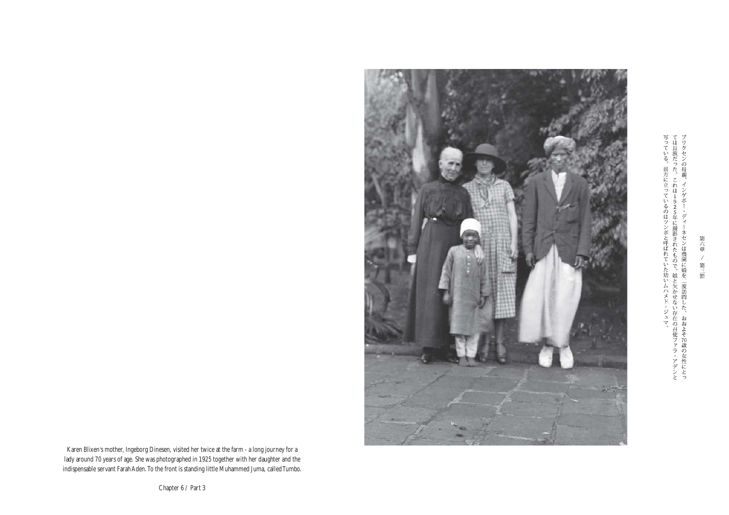ブリクセンの母親、インゲボー・ディーネセンは農園に娘を二度訪問した。おおよそ70歳の女性にとっては長旅だった。これは1925年に撮影されたもので、娘と欠かせない存在の召使ファラ・アデンと写っている。前方に立っているのはツンボと呼ばれていた幼いムハメド・ジュマ。

Karen Blixen's mother, Ingeborg Dinesen, visited her twice at the farm - a long journey for a lady around 70 years of age. She was photographed in 1925 together with her daughter and the indispensable servant Farah Aden. To the front is standing little Muhammed Juma, called Tumbo.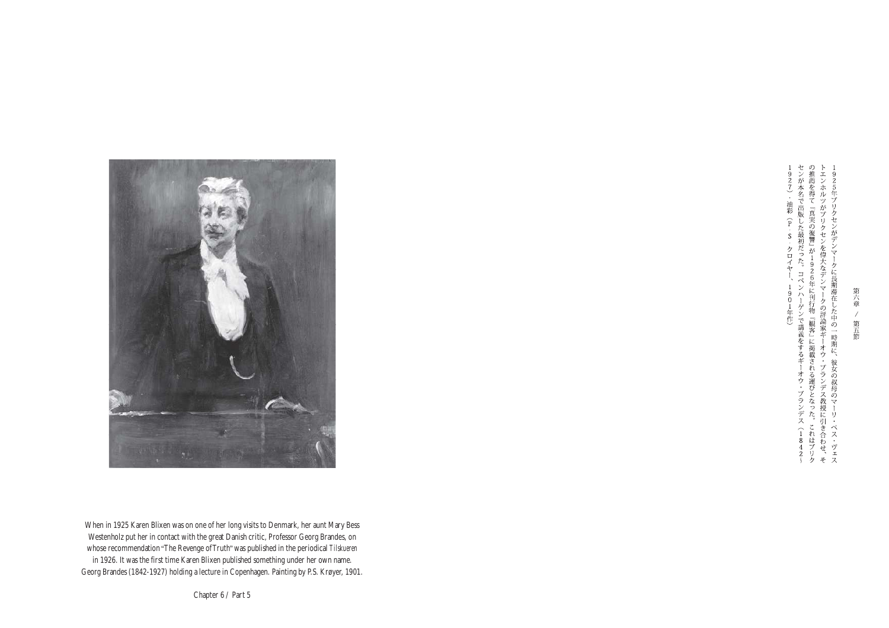When in 1925 Karen Blixen was on one of her long visits to Denmark, her aunt Mary Bess Westenholz put her in contact with the great Danish critic, Professor Georg Brandes, on whose recommendation "The Revenge of Truth" was published in the periodical *Tilskueren* in 1926. It was the first time Karen Blixen published something under her own name. Georg Brandes (1842-1927) holding a lecture in Copenhagen. Painting by P.S. Krøyer, 1901.

1925年ブリクセンがデンマークに長期滞在した中の一時期に、彼女の叔母のマーリ・ベス・ヴェストエンホルツがブリクセンを偉大なデンマークの評論家ギーオウ・ブランデス教授に引き合わせ、その推薦を得て「真実の復讐」が1926年に刊行物『観客』に掲載される運びとなった。これはブリクセンが本名で出版した最初だった。コペンハーゲンで講義をするギーオウ・ブランデス（1842～1927）・油彩（P．S．クロイヤー、1901年作）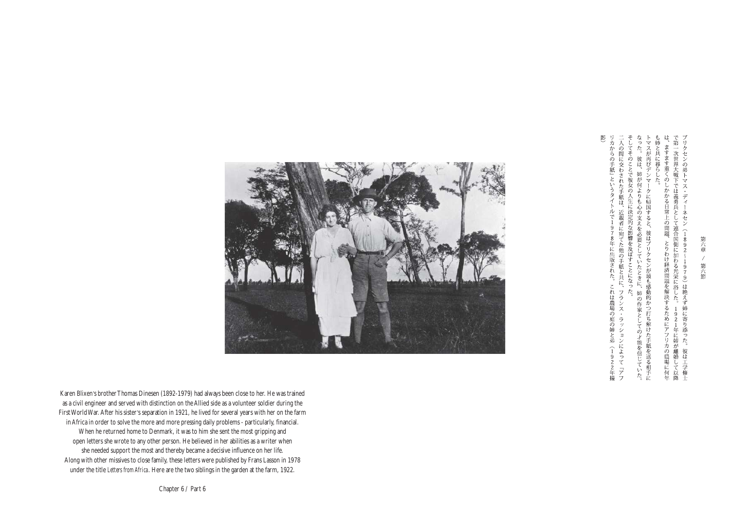第六章 / 第六節

ブリクセンの弟トマス・ディーネセン（1892〜1979）は絶えず姉に寄り添った。彼は工学修士で第一次世界大戦下では義勇兵として連合国側に加わる光栄に浴した。1921年に姉が離婚して以降は、ますます重くのしかかる日常上の問題、とりわけ経済問題を解決するためにアフリカの農場に何年も姉と共に暮らした。

トマスが再びデンマークに帰国すると、彼はブリクセンが最も感動的かつ打ち解けた手紙を送る相手になった。彼は、姉が何よりも心の支えを必要としていたときに、姉の作家としての才能を信じていた。そしてそのことで彼女の人生に決定的な影響を及ぼすことになった。

二人の間に交わされた手紙は、近親者に宛てた他の手紙と共に、フランス・ラッションによって『アフリカからの手紙』というタイトルで1978年に出版された。これは農場の庭の姉と弟（1922年撮影）

Karen Blixen's brother Thomas Dinesen (1892-1979) had always been close to her. He was trained as a civil engineer and served with distinction on the Allied side as a volunteer soldier during the First World War. After his sister's separation in 1921, he lived for several years with her on the farm in Africa in order to solve the more and more pressing daily problems - particularly, financial. When he returned home to Denmark, it was to him she sent the most gripping and open letters she wrote to any other person. He believed in her abilities as a writer when she needed support the most and thereby became a decisive influence on her life. Along with other missives to close family, these letters were published by Frans Lasson in 1978 under the title *Letters from Africa*. Here are the two siblings in the garden at the farm, 1922.

Chapter 6 / Part 6